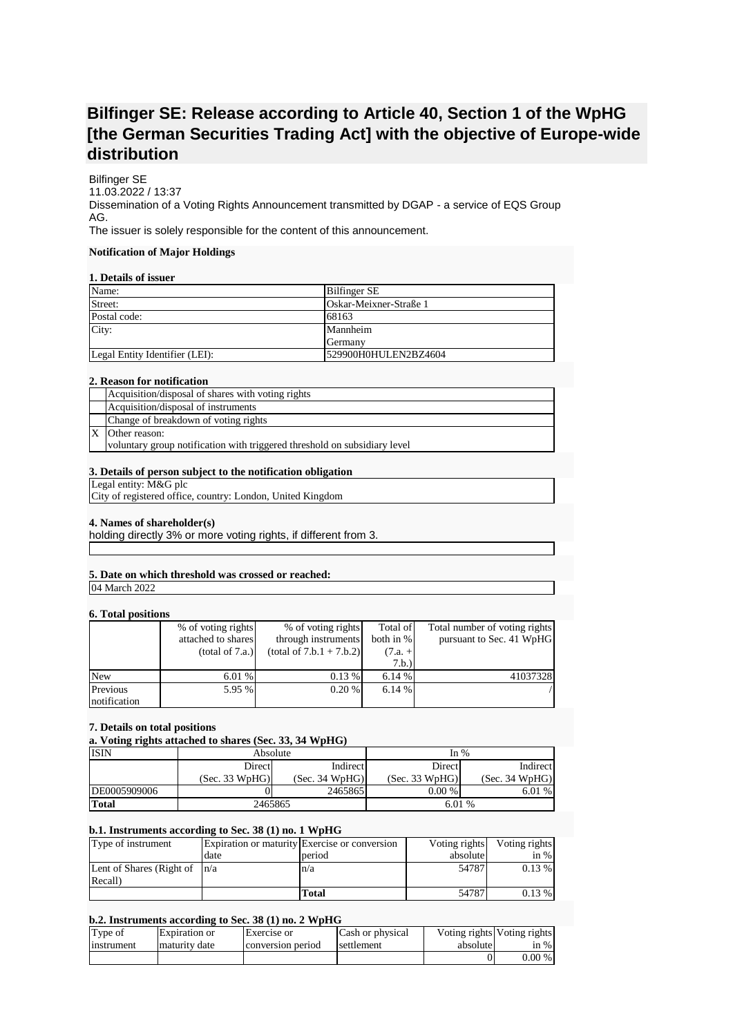# Bilfinger SE: Release according to Article 40, Section 1 of the WpHG [the German Securities Trading Act] with the objective of Europe-wide distribution

Bilfinger SE
11.03.2022 / 13:37
Dissemination of a Voting Rights Announcement transmitted by DGAP - a service of EQS Group AG.
The issuer is solely responsible for the content of this announcement.

**Notification of Major Holdings**

**1. Details of issuer**

| Name: | Bilfinger SE |
|---|---|
| Street: | Oskar-Meixner-Straße 1 |
| Postal code: | 68163 |
| City: | Mannheim<br>Germany |
| Legal Entity Identifier (LEI): | 529900H0HULEN2BZ4604 |

**2. Reason for notification**

| | |
|---|---|
| | Acquisition/disposal of shares with voting rights |
| | Acquisition/disposal of instruments |
| | Change of breakdown of voting rights |
| X | Other reason:<br>voluntary group notification with triggered threshold on subsidiary level |

**3. Details of person subject to the notification obligation**

Legal entity: M&G plc
City of registered office, country: London, United Kingdom

**4. Names of shareholder(s)**
holding directly 3% or more voting rights, if different from 3.

**5. Date on which threshold was crossed or reached:**

04 March 2022

**6. Total positions**

| | % of voting rights attached to shares (total of 7.a.) | % of voting rights through instruments (total of 7.b.1 + 7.b.2) | Total of both in % (7.a. + 7.b.) | Total number of voting rights pursuant to Sec. 41 WpHG |
|---|---|---|---|---|
| New | 6.01 % | 0.13 % | 6.14 % | 41037328 |
| Previous notification | 5.95 % | 0.20 % | 6.14 % | / |

**7. Details on total positions**

**a. Voting rights attached to shares (Sec. 33, 34 WpHG)**

| ISIN | Absolute | | In % | |
|---|---|---|---|---|
| | Direct (Sec. 33 WpHG) | Indirect (Sec. 34 WpHG) | Direct (Sec. 33 WpHG) | Indirect (Sec. 34 WpHG) |
| DE0005909006 | 0 | 2465865 | 0.00 % | 6.01 % |
| **Total** | 2465865 | | 6.01 % | |

**b.1. Instruments according to Sec. 38 (1) no. 1 WpHG**

| Type of instrument | Expiration or maturity date | Exercise or conversion period | Voting rights absolute | Voting rights in % |
|---|---|---|---|---|
| Lent of Shares (Right of Recall) | n/a | n/a | 54787 | 0.13 % |
| | | **Total** | 54787 | 0.13 % |

**b.2. Instruments according to Sec. 38 (1) no. 2 WpHG**

| Type of instrument | Expiration or maturity date | Exercise or conversion period | Cash or physical settlement | Voting rights absolute | Voting rights in % |
|---|---|---|---|---|---|
| | | | | 0 | 0.00 % |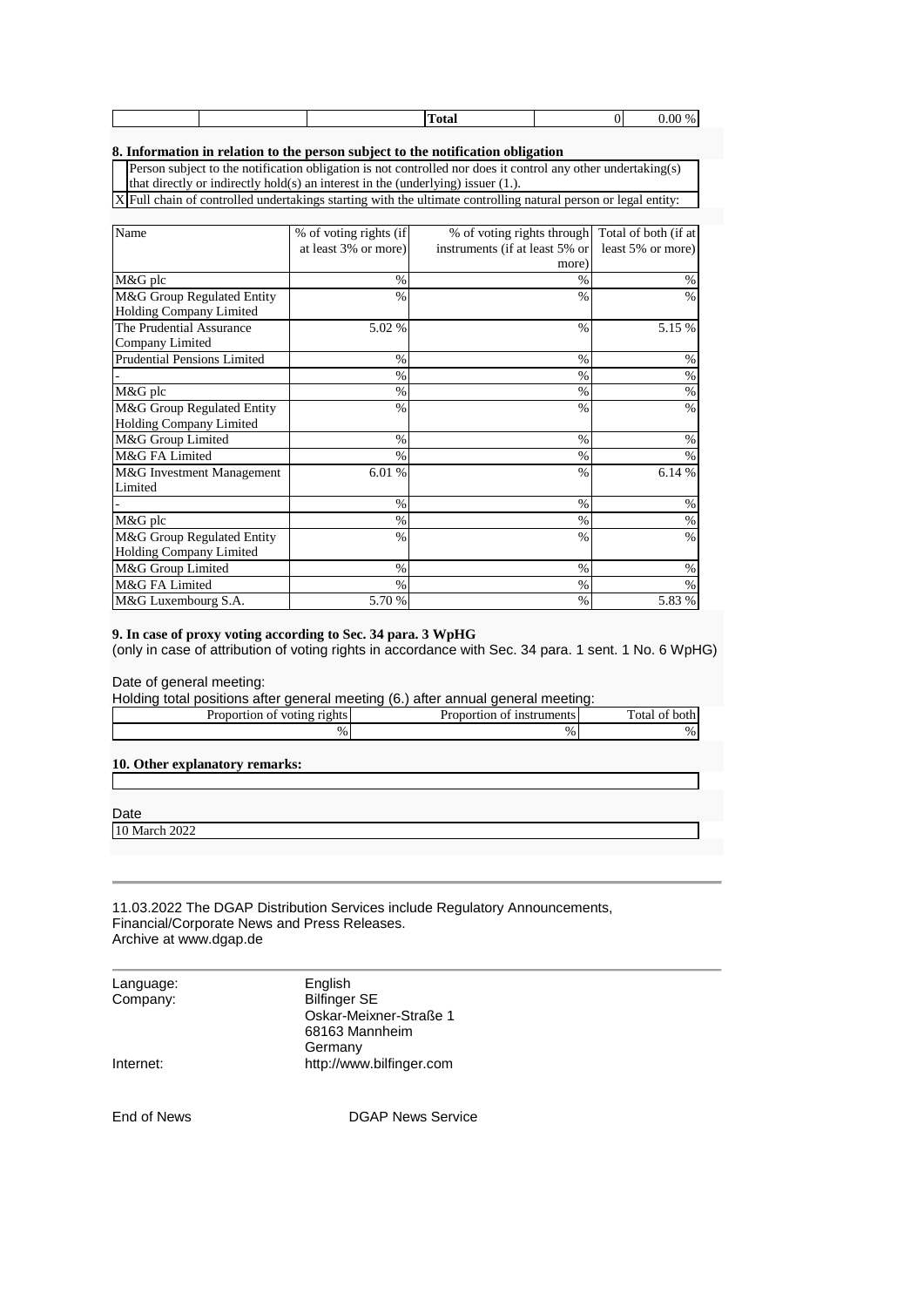| | | | Total | 0 | 0.00 % |
|---|---|---|---|---|---|

**8. Information in relation to the person subject to the notification obligation**

| | |
|---|---|
| | Person subject to the notification obligation is not controlled nor does it control any other undertaking(s) that directly or indirectly hold(s) an interest in the (underlying) issuer (1.). |
| X | Full chain of controlled undertakings starting with the ultimate controlling natural person or legal entity: |

| Name | % of voting rights (if at least 3% or more) | % of voting rights through instruments (if at least 5% or more) | Total of both (if at least 5% or more) |
|---|---|---|---|
| M&G plc | % | % | % |
| M&G Group Regulated Entity Holding Company Limited | % | % | % |
| The Prudential Assurance Company Limited | 5.02 % | % | 5.15 % |
| Prudential Pensions Limited | % | % | % |
| - | % | % | % |
| M&G plc | % | % | % |
| M&G Group Regulated Entity Holding Company Limited | % | % | % |
| M&G Group Limited | % | % | % |
| M&G FA Limited | % | % | % |
| M&G Investment Management Limited | 6.01 % | % | 6.14 % |
| - | % | % | % |
| M&G plc | % | % | % |
| M&G Group Regulated Entity Holding Company Limited | % | % | % |
| M&G Group Limited | % | % | % |
| M&G FA Limited | % | % | % |
| M&G Luxembourg S.A. | 5.70 % | % | 5.83 % |

**9. In case of proxy voting according to Sec. 34 para. 3 WpHG**
(only in case of attribution of voting rights in accordance with Sec. 34 para. 1 sent. 1 No. 6 WpHG)

Date of general meeting:

Holding total positions after general meeting (6.) after annual general meeting:

| Proportion of voting rights | Proportion of instruments | Total of both |
|---|---|---|
| % | % | % |

**10. Other explanatory remarks:**

Date

10 March 2022

---

11.03.2022 The DGAP Distribution Services include Regulatory Announcements, Financial/Corporate News and Press Releases.
Archive at www.dgap.de

---

| | |
|---|---|
| Language: | English |
| Company: | Bilfinger SE<br>Oskar-Meixner-Straße 1<br>68163 Mannheim<br>Germany |
| Internet: | http://www.bilfinger.com |

End of News DGAP News Service